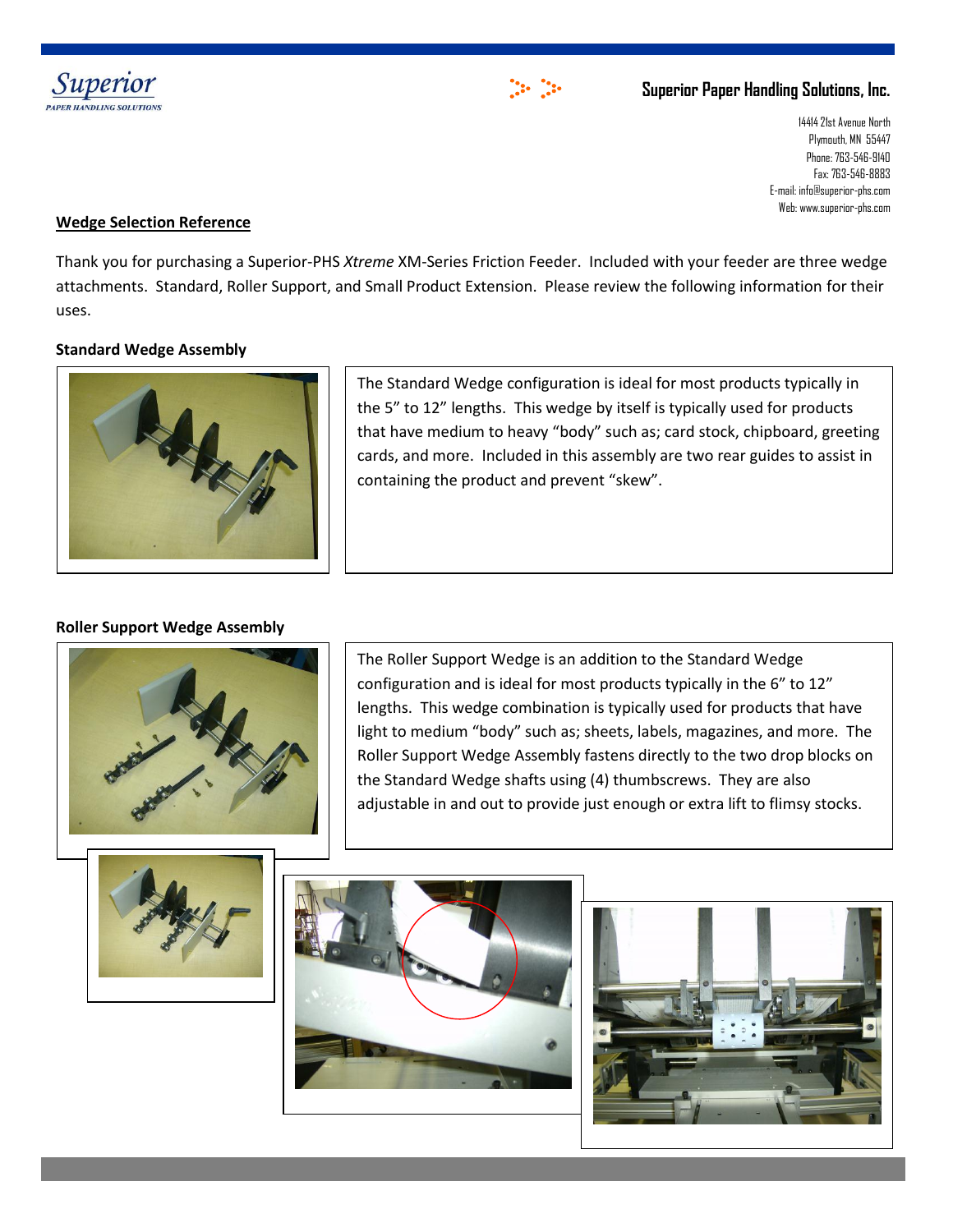Superior
PAPER HANDLING SOLUTIONS

**Superior Paper Handling Solutions, Inc.**

14414 21st Avenue North
Plymouth, MN 55447
Phone: 763-546-9140
Fax: 763-546-8883
E-mail: info@superior-phs.com
Web: www.superior-phs.com

## Wedge Selection Reference

Thank you for purchasing a Superior-PHS *Xtreme* XM-Series Friction Feeder. Included with your feeder are three wedge attachments. Standard, Roller Support, and Small Product Extension. Please review the following information for their uses.

### Standard Wedge Assembly

The Standard Wedge configuration is ideal for most products typically in the 5" to 12" lengths. This wedge by itself is typically used for products that have medium to heavy "body" such as; card stock, chipboard, greeting cards, and more. Included in this assembly are two rear guides to assist in containing the product and prevent "skew".

### Roller Support Wedge Assembly

The Roller Support Wedge is an addition to the Standard Wedge configuration and is ideal for most products typically in the 6" to 12" lengths. This wedge combination is typically used for products that have light to medium "body" such as; sheets, labels, magazines, and more. The Roller Support Wedge Assembly fastens directly to the two drop blocks on the Standard Wedge shafts using (4) thumbscrews. They are also adjustable in and out to provide just enough or extra lift to flimsy stocks.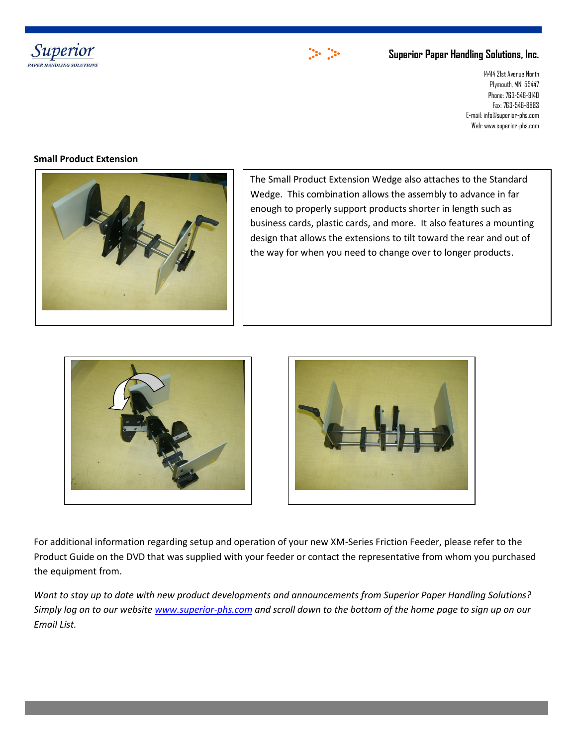Superior Paper Handling Solutions, Inc.

14414 21st Avenue North
Plymouth, MN 55447
Phone: 763-546-9140
Fax: 763-546-8883
E-mail: info@superior-phs.com
Web: www.superior-phs.com

**Small Product Extension**

The Small Product Extension Wedge also attaches to the Standard Wedge. This combination allows the assembly to advance in far enough to properly support products shorter in length such as business cards, plastic cards, and more. It also features a mounting design that allows the extensions to tilt toward the rear and out of the way for when you need to change over to longer products.

For additional information regarding setup and operation of your new XM-Series Friction Feeder, please refer to the Product Guide on the DVD that was supplied with your feeder or contact the representative from whom you purchased the equipment from.

*Want to stay up to date with new product developments and announcements from Superior Paper Handling Solutions? Simply log on to our website [www.superior-phs.com](www.superior-phs.com) and scroll down to the bottom of the home page to sign up on our Email List.*